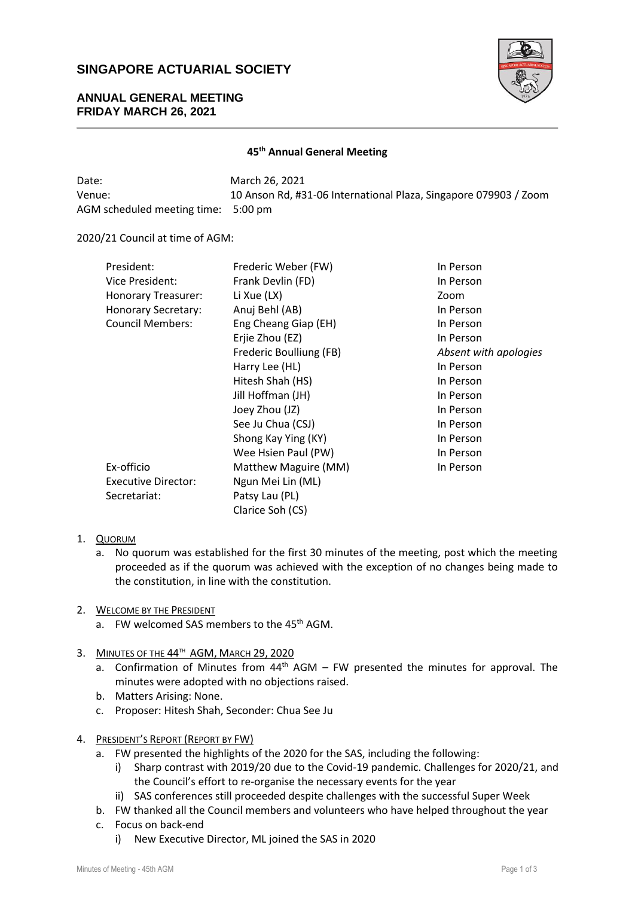# SINGAPORE ACTUARIAL SOCIETY

## ANNUAL GENERAL MEETING
## FRIDAY MARCH 26, 2021

---

**45th Annual General Meeting**

| | |
|---|---|
| Date: | March 26, 2021 |
| Venue: | 10 Anson Rd, #31-06 International Plaza, Singapore 079903 / Zoom |
| AGM scheduled meeting time: | 5:00 pm |

2020/21 Council at time of AGM:

| | | |
|---|---|---|
| President: | Frederic Weber (FW) | In Person |
| Vice President: | Frank Devlin (FD) | In Person |
| Honorary Treasurer: | Li Xue (LX) | Zoom |
| Honorary Secretary: | Anuj Behl (AB) | In Person |
| Council Members: | Eng Cheang Giap (EH) | In Person |
| | Erjie Zhou (EZ) | In Person |
| | Frederic Boulliung (FB) | *Absent with apologies* |
| | Harry Lee (HL) | In Person |
| | Hitesh Shah (HS) | In Person |
| | Jill Hoffman (JH) | In Person |
| | Joey Zhou (JZ) | In Person |
| | See Ju Chua (CSJ) | In Person |
| | Shong Kay Ying (KY) | In Person |
| | Wee Hsien Paul (PW) | In Person |
| Ex-officio | Matthew Maguire (MM) | In Person |
| Executive Director: | Ngun Mei Lin (ML) | |
| Secretariat: | Patsy Lau (PL) | |
| | Clarice Soh (CS) | |

1. QUORUM
   a. No quorum was established for the first 30 minutes of the meeting, post which the meeting proceeded as if the quorum was achieved with the exception of no changes being made to the constitution, in line with the constitution.

2. WELCOME BY THE PRESIDENT
   a. FW welcomed SAS members to the 45th AGM.

3. MINUTES OF THE 44TH AGM, MARCH 29, 2020
   a. Confirmation of Minutes from 44th AGM – FW presented the minutes for approval. The minutes were adopted with no objections raised.
   b. Matters Arising: None.
   c. Proposer: Hitesh Shah, Seconder: Chua See Ju

4. PRESIDENT'S REPORT (REPORT BY FW)
   a. FW presented the highlights of the 2020 for the SAS, including the following:
      i) Sharp contrast with 2019/20 due to the Covid-19 pandemic. Challenges for 2020/21, and the Council's effort to re-organise the necessary events for the year
      ii) SAS conferences still proceeded despite challenges with the successful Super Week
   b. FW thanked all the Council members and volunteers who have helped throughout the year
   c. Focus on back-end
      i) New Executive Director, ML joined the SAS in 2020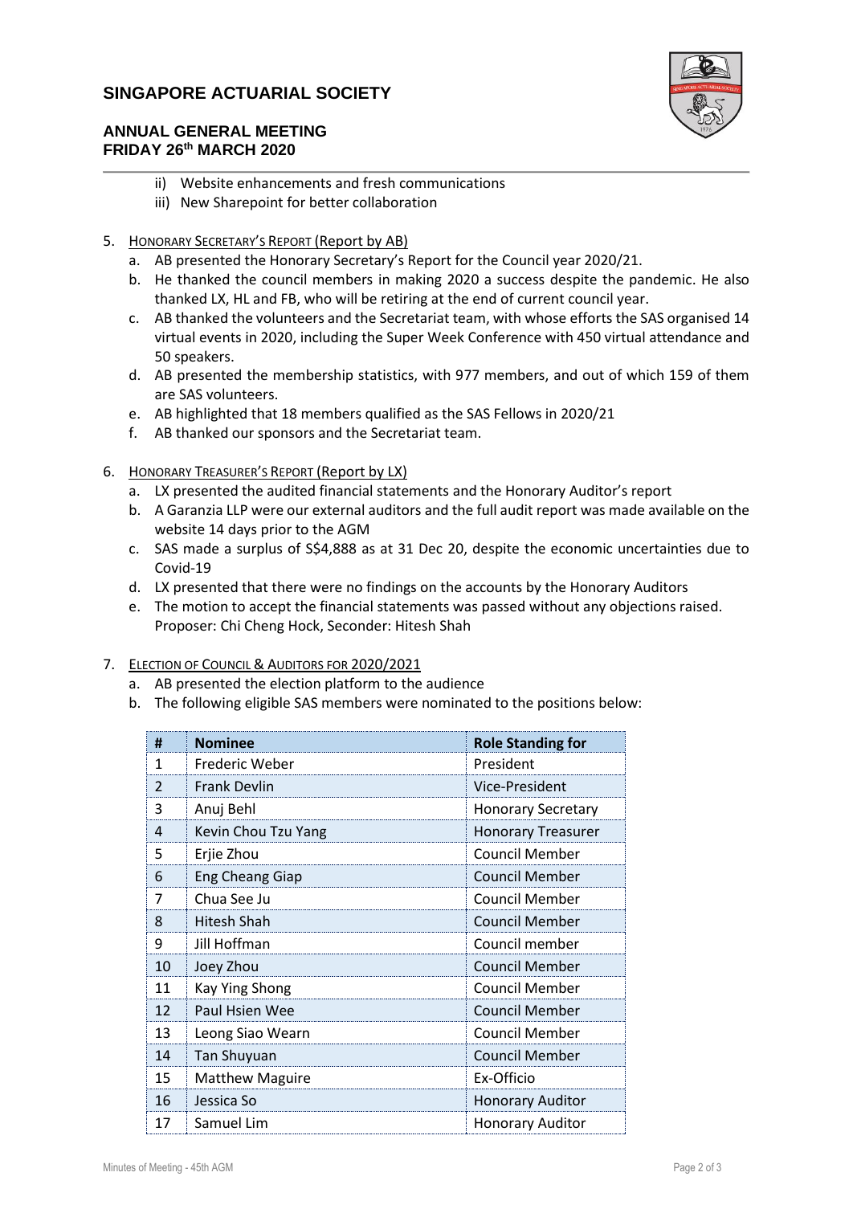ii) Website enhancements and fresh communications
   iii) New Sharepoint for better collaboration

5. HONORARY SECRETARY'S REPORT (Report by AB)
   a. AB presented the Honorary Secretary's Report for the Council year 2020/21.
   b. He thanked the council members in making 2020 a success despite the pandemic. He also thanked LX, HL and FB, who will be retiring at the end of current council year.
   c. AB thanked the volunteers and the Secretariat team, with whose efforts the SAS organised 14 virtual events in 2020, including the Super Week Conference with 450 virtual attendance and 50 speakers.
   d. AB presented the membership statistics, with 977 members, and out of which 159 of them are SAS volunteers.
   e. AB highlighted that 18 members qualified as the SAS Fellows in 2020/21
   f. AB thanked our sponsors and the Secretariat team.

6. HONORARY TREASURER'S REPORT (Report by LX)
   a. LX presented the audited financial statements and the Honorary Auditor's report
   b. A Garanzia LLP were our external auditors and the full audit report was made available on the website 14 days prior to the AGM
   c. SAS made a surplus of S$4,888 as at 31 Dec 20, despite the economic uncertainties due to Covid-19
   d. LX presented that there were no findings on the accounts by the Honorary Auditors
   e. The motion to accept the financial statements was passed without any objections raised. Proposer: Chi Cheng Hock, Seconder: Hitesh Shah

7. ELECTION OF COUNCIL & AUDITORS FOR 2020/2021
   a. AB presented the election platform to the audience
   b. The following eligible SAS members were nominated to the positions below:

| # | Nominee | Role Standing for |
|---|---|---|
| 1 | Frederic Weber | President |
| 2 | Frank Devlin | Vice-President |
| 3 | Anuj Behl | Honorary Secretary |
| 4 | Kevin Chou Tzu Yang | Honorary Treasurer |
| 5 | Erjie Zhou | Council Member |
| 6 | Eng Cheang Giap | Council Member |
| 7 | Chua See Ju | Council Member |
| 8 | Hitesh Shah | Council Member |
| 9 | Jill Hoffman | Council member |
| 10 | Joey Zhou | Council Member |
| 11 | Kay Ying Shong | Council Member |
| 12 | Paul Hsien Wee | Council Member |
| 13 | Leong Siao Wearn | Council Member |
| 14 | Tan Shuyuan | Council Member |
| 15 | Matthew Maguire | Ex-Officio |
| 16 | Jessica So | Honorary Auditor |
| 17 | Samuel Lim | Honorary Auditor |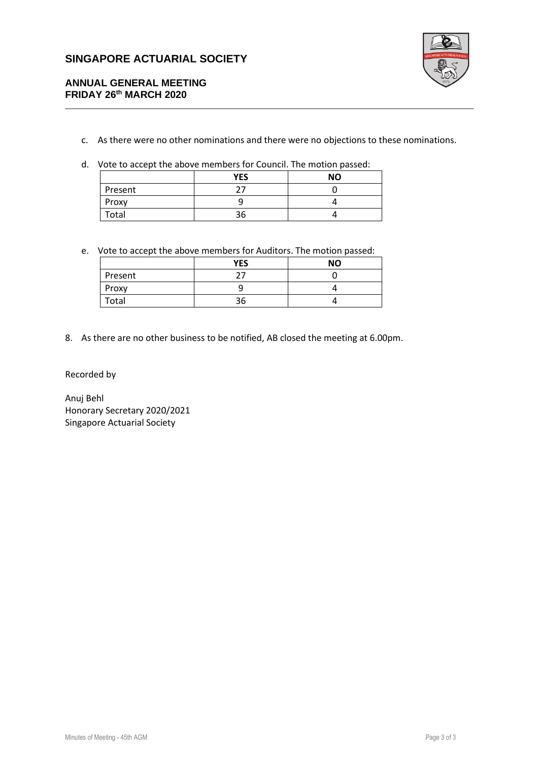c. As there were no other nominations and there were no objections to these nominations.

d. Vote to accept the above members for Council. The motion passed:

| | YES | NO |
|---|---|---|
| Present | 27 | 0 |
| Proxy | 9 | 4 |
| Total | 36 | 4 |

e. Vote to accept the above members for Auditors. The motion passed:

| | YES | NO |
|---|---|---|
| Present | 27 | 0 |
| Proxy | 9 | 4 |
| Total | 36 | 4 |

8. As there are no other business to be notified, AB closed the meeting at 6.00pm.

Recorded by

Anuj Behl
Honorary Secretary 2020/2021
Singapore Actuarial Society